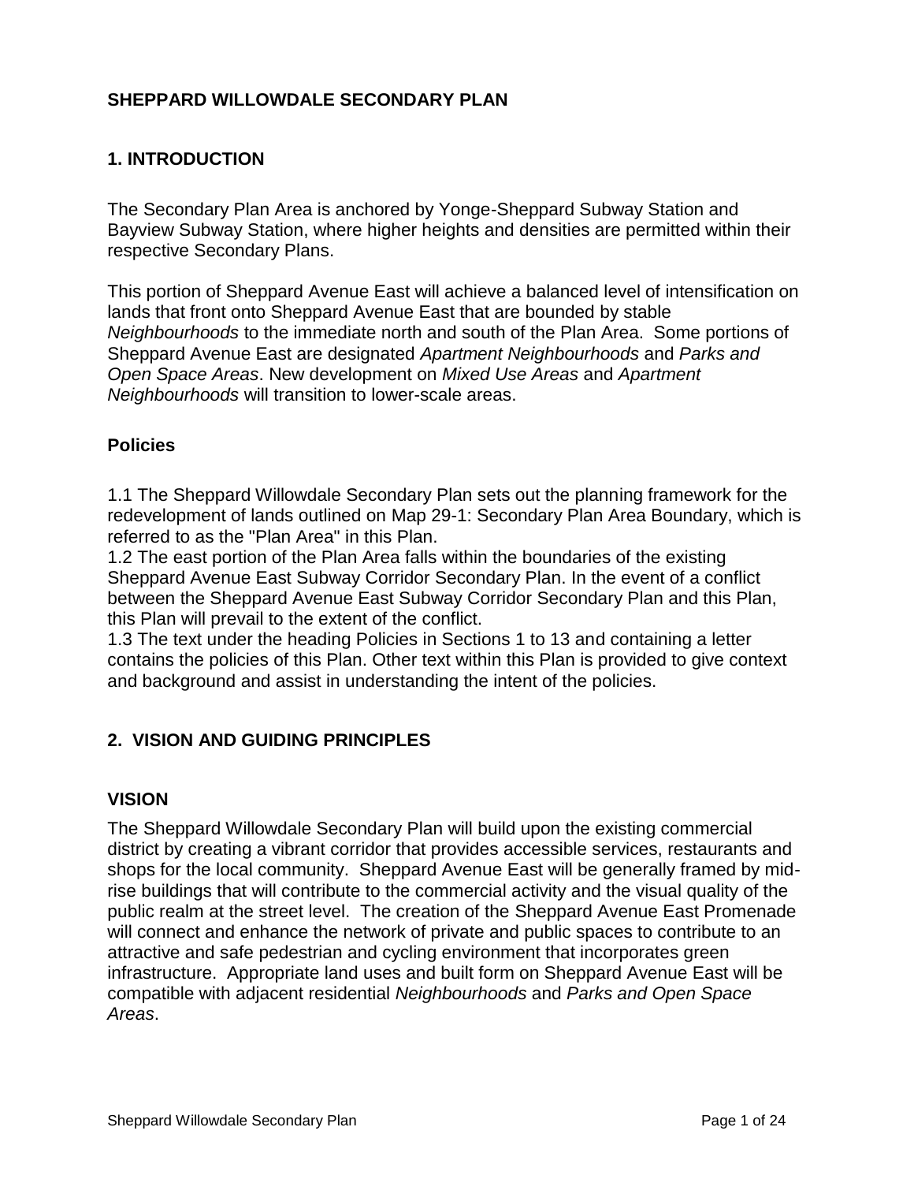# SHEPPARD WILLOWDALE SECONDARY PLAN

## 1. INTRODUCTION

The Secondary Plan Area is anchored by Yonge-Sheppard Subway Station and Bayview Subway Station, where higher heights and densities are permitted within their respective Secondary Plans.

This portion of Sheppard Avenue East will achieve a balanced level of intensification on lands that front onto Sheppard Avenue East that are bounded by stable *Neighbourhoods* to the immediate north and south of the Plan Area. Some portions of Sheppard Avenue East are designated *Apartment Neighbourhoods* and *Parks and Open Space Areas*. New development on *Mixed Use Areas* and *Apartment Neighbourhoods* will transition to lower-scale areas.

### Policies

1.1 The Sheppard Willowdale Secondary Plan sets out the planning framework for the redevelopment of lands outlined on Map 29-1: Secondary Plan Area Boundary, which is referred to as the "Plan Area" in this Plan.
1.2 The east portion of the Plan Area falls within the boundaries of the existing Sheppard Avenue East Subway Corridor Secondary Plan. In the event of a conflict between the Sheppard Avenue East Subway Corridor Secondary Plan and this Plan, this Plan will prevail to the extent of the conflict.
1.3 The text under the heading Policies in Sections 1 to 13 and containing a letter contains the policies of this Plan. Other text within this Plan is provided to give context and background and assist in understanding the intent of the policies.

## 2. VISION AND GUIDING PRINCIPLES

### VISION

The Sheppard Willowdale Secondary Plan will build upon the existing commercial district by creating a vibrant corridor that provides accessible services, restaurants and shops for the local community. Sheppard Avenue East will be generally framed by mid-rise buildings that will contribute to the commercial activity and the visual quality of the public realm at the street level. The creation of the Sheppard Avenue East Promenade will connect and enhance the network of private and public spaces to contribute to an attractive and safe pedestrian and cycling environment that incorporates green infrastructure. Appropriate land uses and built form on Sheppard Avenue East will be compatible with adjacent residential *Neighbourhoods* and *Parks and Open Space Areas*.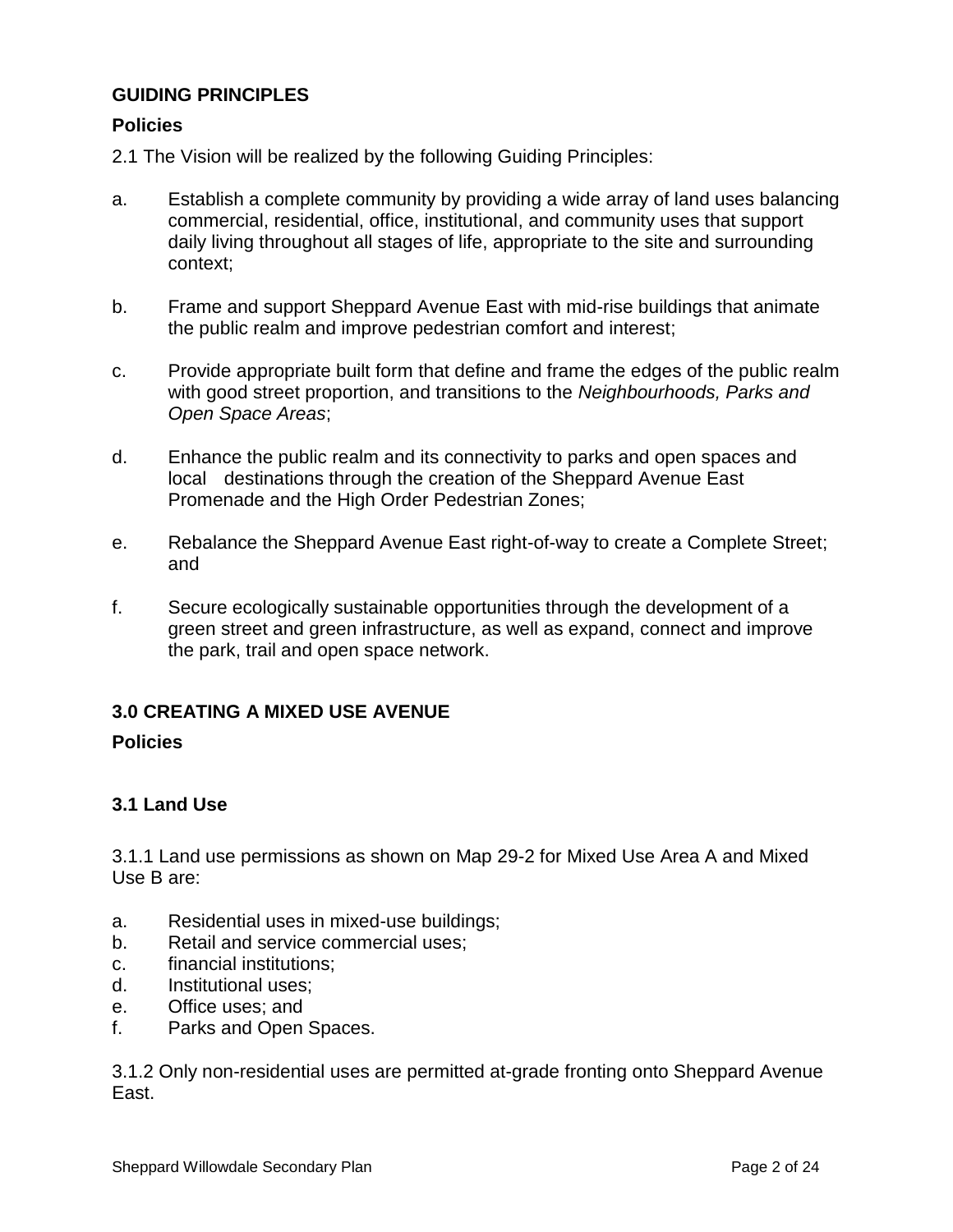## GUIDING PRINCIPLES

### Policies

2.1 The Vision will be realized by the following Guiding Principles:

a. Establish a complete community by providing a wide array of land uses balancing commercial, residential, office, institutional, and community uses that support daily living throughout all stages of life, appropriate to the site and surrounding context;

b. Frame and support Sheppard Avenue East with mid-rise buildings that animate the public realm and improve pedestrian comfort and interest;

c. Provide appropriate built form that define and frame the edges of the public realm with good street proportion, and transitions to the *Neighbourhoods, Parks and Open Space Areas*;

d. Enhance the public realm and its connectivity to parks and open spaces and local destinations through the creation of the Sheppard Avenue East Promenade and the High Order Pedestrian Zones;

e. Rebalance the Sheppard Avenue East right-of-way to create a Complete Street; and

f. Secure ecologically sustainable opportunities through the development of a green street and green infrastructure, as well as expand, connect and improve the park, trail and open space network.

## 3.0 CREATING A MIXED USE AVENUE

### Policies

### 3.1 Land Use

3.1.1 Land use permissions as shown on Map 29-2 for Mixed Use Area A and Mixed Use B are:

a. Residential uses in mixed-use buildings;
b. Retail and service commercial uses;
c. financial institutions;
d. Institutional uses;
e. Office uses; and
f. Parks and Open Spaces.

3.1.2 Only non-residential uses are permitted at-grade fronting onto Sheppard Avenue East.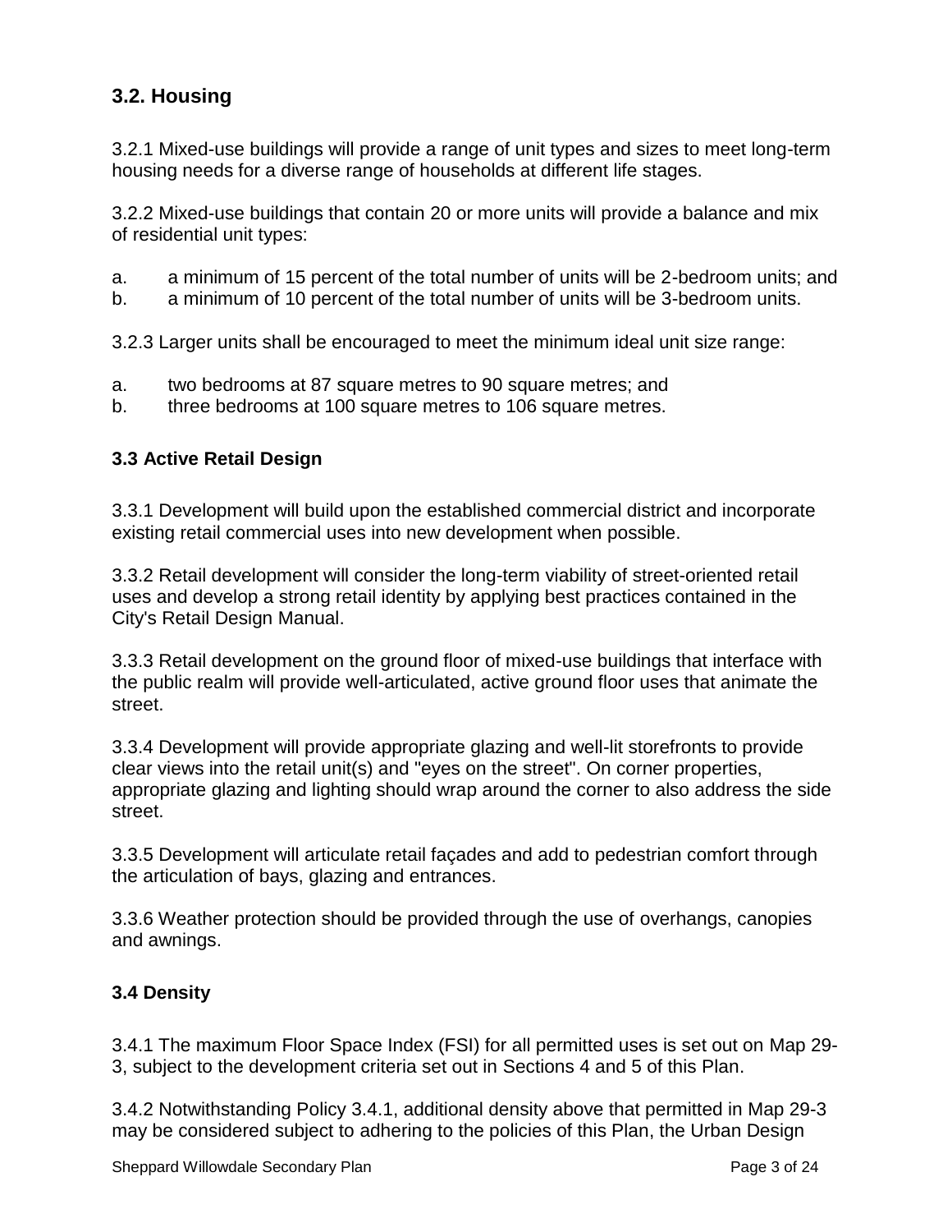## 3.2. Housing

3.2.1 Mixed-use buildings will provide a range of unit types and sizes to meet long-term housing needs for a diverse range of households at different life stages.

3.2.2 Mixed-use buildings that contain 20 or more units will provide a balance and mix of residential unit types:

a. a minimum of 15 percent of the total number of units will be 2-bedroom units; and
b. a minimum of 10 percent of the total number of units will be 3-bedroom units.

3.2.3 Larger units shall be encouraged to meet the minimum ideal unit size range:

a. two bedrooms at 87 square metres to 90 square metres; and
b. three bedrooms at 100 square metres to 106 square metres.

### 3.3 Active Retail Design

3.3.1 Development will build upon the established commercial district and incorporate existing retail commercial uses into new development when possible.

3.3.2 Retail development will consider the long-term viability of street-oriented retail uses and develop a strong retail identity by applying best practices contained in the City's Retail Design Manual.

3.3.3 Retail development on the ground floor of mixed-use buildings that interface with the public realm will provide well-articulated, active ground floor uses that animate the street.

3.3.4 Development will provide appropriate glazing and well-lit storefronts to provide clear views into the retail unit(s) and "eyes on the street". On corner properties, appropriate glazing and lighting should wrap around the corner to also address the side street.

3.3.5 Development will articulate retail façades and add to pedestrian comfort through the articulation of bays, glazing and entrances.

3.3.6 Weather protection should be provided through the use of overhangs, canopies and awnings.

### 3.4 Density

3.4.1 The maximum Floor Space Index (FSI) for all permitted uses is set out on Map 29-3, subject to the development criteria set out in Sections 4 and 5 of this Plan.

3.4.2 Notwithstanding Policy 3.4.1, additional density above that permitted in Map 29-3 may be considered subject to adhering to the policies of this Plan, the Urban Design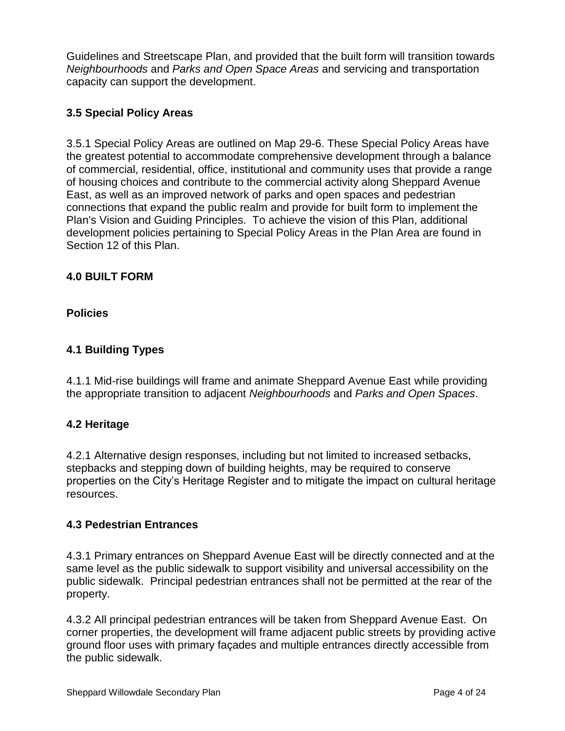Guidelines and Streetscape Plan, and provided that the built form will transition towards *Neighbourhoods* and *Parks and Open Space Areas* and servicing and transportation capacity can support the development.

### 3.5 Special Policy Areas

3.5.1 Special Policy Areas are outlined on Map 29-6. These Special Policy Areas have the greatest potential to accommodate comprehensive development through a balance of commercial, residential, office, institutional and community uses that provide a range of housing choices and contribute to the commercial activity along Sheppard Avenue East, as well as an improved network of parks and open spaces and pedestrian connections that expand the public realm and provide for built form to implement the Plan's Vision and Guiding Principles. To achieve the vision of this Plan, additional development policies pertaining to Special Policy Areas in the Plan Area are found in Section 12 of this Plan.

## 4.0 BUILT FORM

### Policies

### 4.1 Building Types

4.1.1 Mid-rise buildings will frame and animate Sheppard Avenue East while providing the appropriate transition to adjacent *Neighbourhoods* and *Parks and Open Spaces*.

### 4.2 Heritage

4.2.1 Alternative design responses, including but not limited to increased setbacks, stepbacks and stepping down of building heights, may be required to conserve properties on the City's Heritage Register and to mitigate the impact on cultural heritage resources.

### 4.3 Pedestrian Entrances

4.3.1 Primary entrances on Sheppard Avenue East will be directly connected and at the same level as the public sidewalk to support visibility and universal accessibility on the public sidewalk. Principal pedestrian entrances shall not be permitted at the rear of the property.

4.3.2 All principal pedestrian entrances will be taken from Sheppard Avenue East. On corner properties, the development will frame adjacent public streets by providing active ground floor uses with primary façades and multiple entrances directly accessible from the public sidewalk.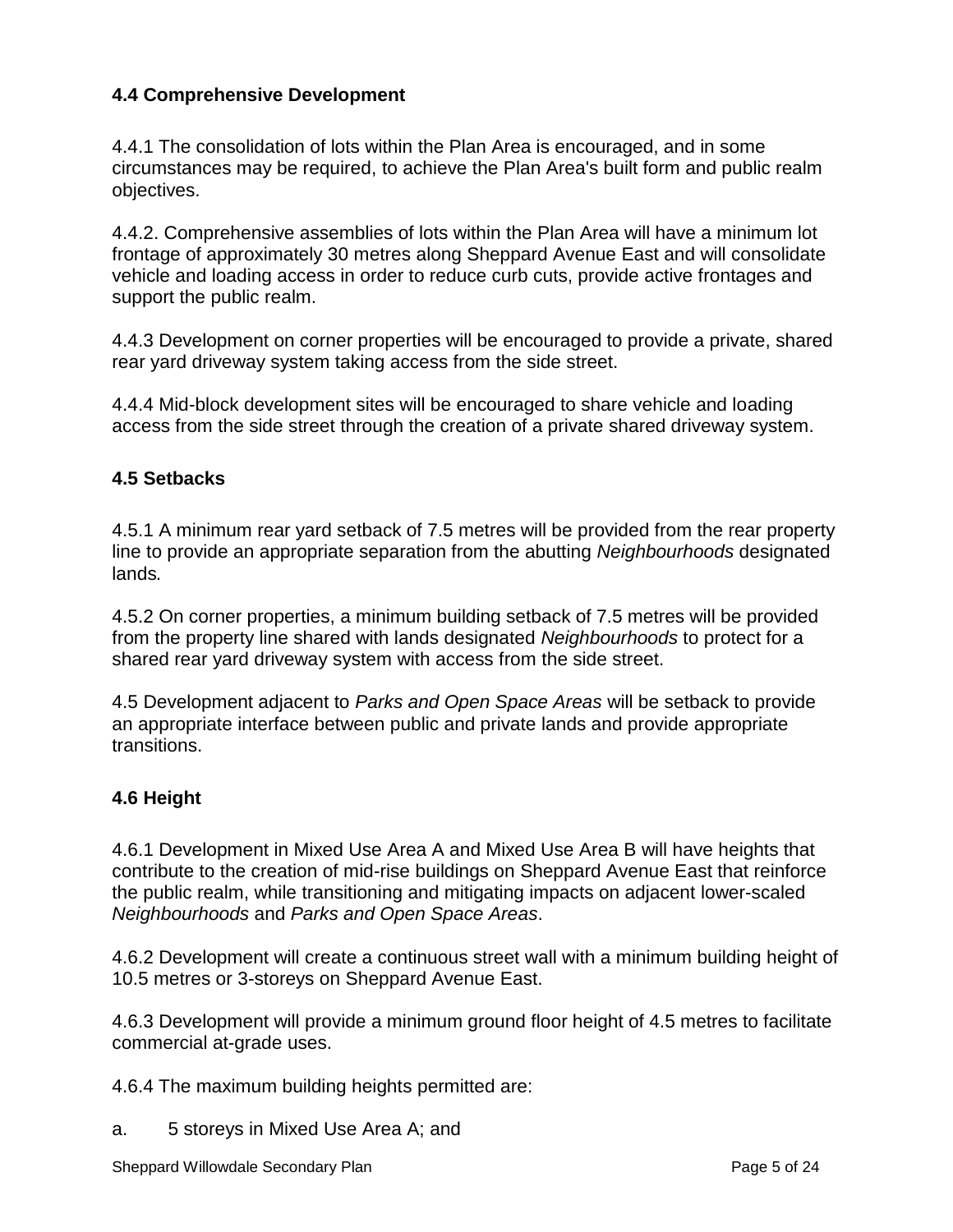### 4.4 Comprehensive Development

4.4.1 The consolidation of lots within the Plan Area is encouraged, and in some circumstances may be required, to achieve the Plan Area's built form and public realm objectives.

4.4.2. Comprehensive assemblies of lots within the Plan Area will have a minimum lot frontage of approximately 30 metres along Sheppard Avenue East and will consolidate vehicle and loading access in order to reduce curb cuts, provide active frontages and support the public realm.

4.4.3 Development on corner properties will be encouraged to provide a private, shared rear yard driveway system taking access from the side street.

4.4.4 Mid-block development sites will be encouraged to share vehicle and loading access from the side street through the creation of a private shared driveway system.

### 4.5 Setbacks

4.5.1 A minimum rear yard setback of 7.5 metres will be provided from the rear property line to provide an appropriate separation from the abutting *Neighbourhoods* designated lands.

4.5.2 On corner properties, a minimum building setback of 7.5 metres will be provided from the property line shared with lands designated *Neighbourhoods* to protect for a shared rear yard driveway system with access from the side street.

4.5 Development adjacent to *Parks and Open Space Areas* will be setback to provide an appropriate interface between public and private lands and provide appropriate transitions.

### 4.6 Height

4.6.1 Development in Mixed Use Area A and Mixed Use Area B will have heights that contribute to the creation of mid-rise buildings on Sheppard Avenue East that reinforce the public realm, while transitioning and mitigating impacts on adjacent lower-scaled *Neighbourhoods* and *Parks and Open Space Areas*.

4.6.2 Development will create a continuous street wall with a minimum building height of 10.5 metres or 3-storeys on Sheppard Avenue East.

4.6.3 Development will provide a minimum ground floor height of 4.5 metres to facilitate commercial at-grade uses.

4.6.4 The maximum building heights permitted are:

a. 5 storeys in Mixed Use Area A; and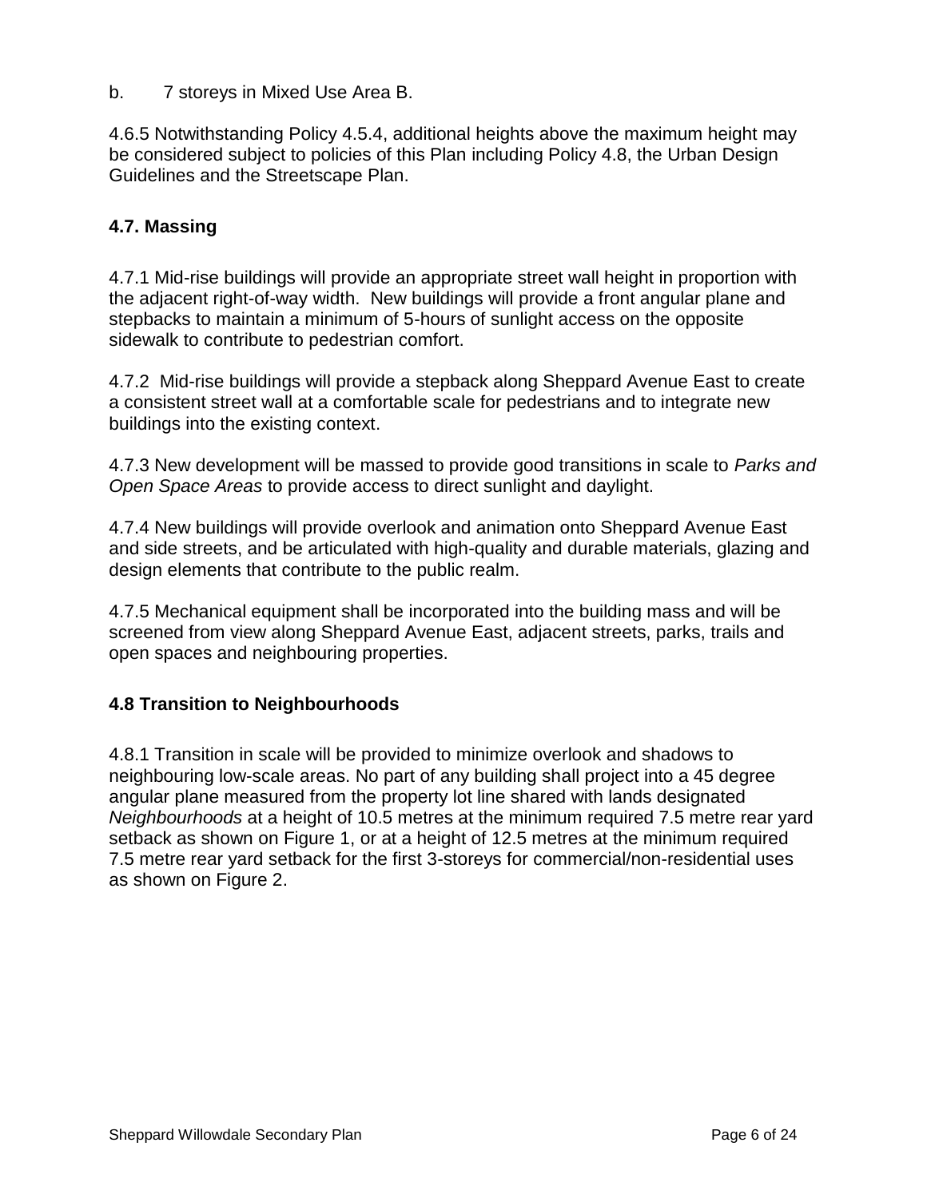b. 7 storeys in Mixed Use Area B.

4.6.5 Notwithstanding Policy 4.5.4, additional heights above the maximum height may be considered subject to policies of this Plan including Policy 4.8, the Urban Design Guidelines and the Streetscape Plan.

### 4.7. Massing

4.7.1 Mid-rise buildings will provide an appropriate street wall height in proportion with the adjacent right-of-way width. New buildings will provide a front angular plane and stepbacks to maintain a minimum of 5-hours of sunlight access on the opposite sidewalk to contribute to pedestrian comfort.

4.7.2 Mid-rise buildings will provide a stepback along Sheppard Avenue East to create a consistent street wall at a comfortable scale for pedestrians and to integrate new buildings into the existing context.

4.7.3 New development will be massed to provide good transitions in scale to *Parks and Open Space Areas* to provide access to direct sunlight and daylight.

4.7.4 New buildings will provide overlook and animation onto Sheppard Avenue East and side streets, and be articulated with high-quality and durable materials, glazing and design elements that contribute to the public realm.

4.7.5 Mechanical equipment shall be incorporated into the building mass and will be screened from view along Sheppard Avenue East, adjacent streets, parks, trails and open spaces and neighbouring properties.

### 4.8 Transition to Neighbourhoods

4.8.1 Transition in scale will be provided to minimize overlook and shadows to neighbouring low-scale areas. No part of any building shall project into a 45 degree angular plane measured from the property lot line shared with lands designated *Neighbourhoods* at a height of 10.5 metres at the minimum required 7.5 metre rear yard setback as shown on Figure 1, or at a height of 12.5 metres at the minimum required 7.5 metre rear yard setback for the first 3-storeys for commercial/non-residential uses as shown on Figure 2.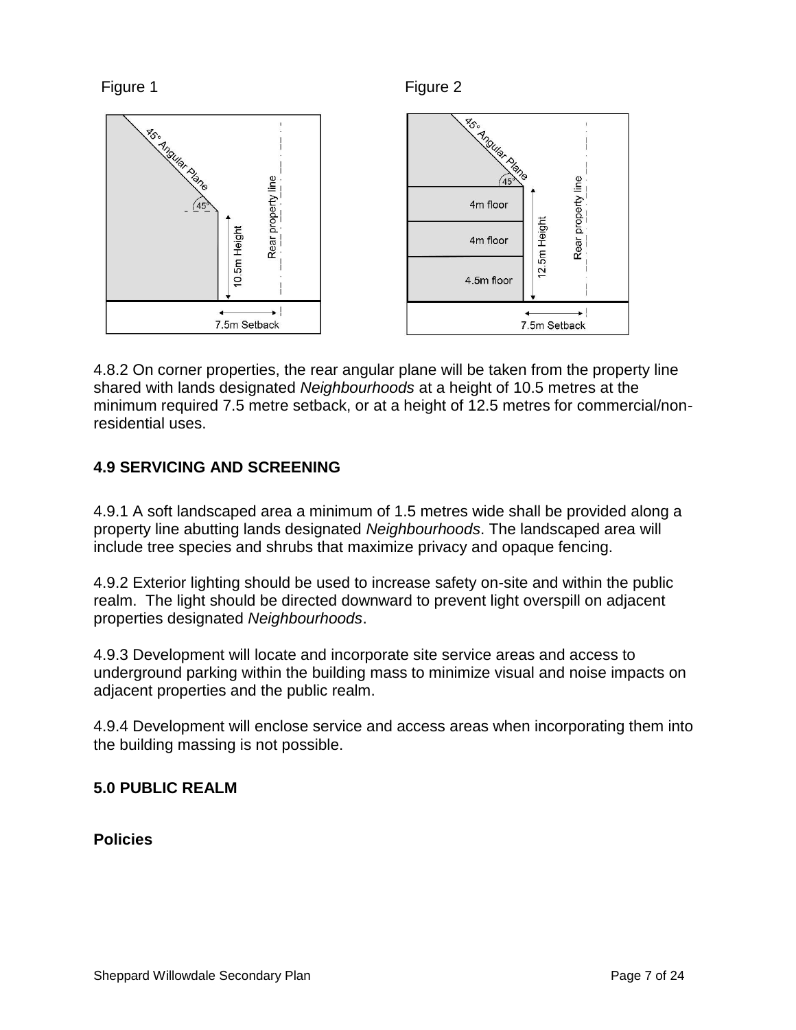Figure 1

Figure 2

4.8.2 On corner properties, the rear angular plane will be taken from the property line shared with lands designated *Neighbourhoods* at a height of 10.5 metres at the minimum required 7.5 metre setback, or at a height of 12.5 metres for commercial/non-residential uses.

### 4.9 SERVICING AND SCREENING

4.9.1 A soft landscaped area a minimum of 1.5 metres wide shall be provided along a property line abutting lands designated *Neighbourhoods*. The landscaped area will include tree species and shrubs that maximize privacy and opaque fencing.

4.9.2 Exterior lighting should be used to increase safety on-site and within the public realm. The light should be directed downward to prevent light overspill on adjacent properties designated *Neighbourhoods*.

4.9.3 Development will locate and incorporate site service areas and access to underground parking within the building mass to minimize visual and noise impacts on adjacent properties and the public realm.

4.9.4 Development will enclose service and access areas when incorporating them into the building massing is not possible.

## 5.0 PUBLIC REALM

**Policies**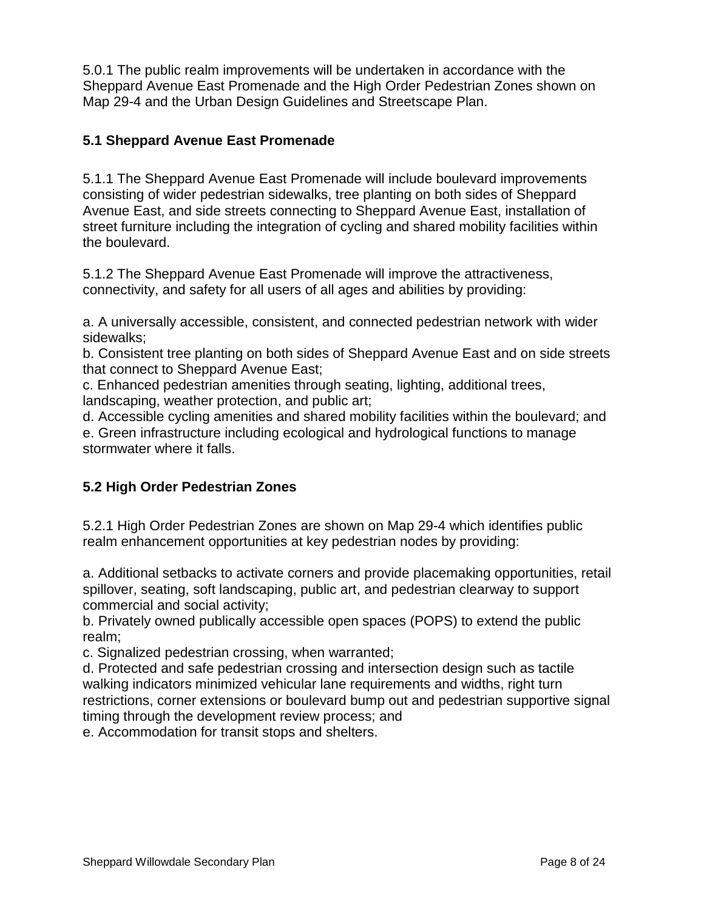5.0.1 The public realm improvements will be undertaken in accordance with the Sheppard Avenue East Promenade and the High Order Pedestrian Zones shown on Map 29-4 and the Urban Design Guidelines and Streetscape Plan.

### 5.1 Sheppard Avenue East Promenade

5.1.1 The Sheppard Avenue East Promenade will include boulevard improvements consisting of wider pedestrian sidewalks, tree planting on both sides of Sheppard Avenue East, and side streets connecting to Sheppard Avenue East, installation of street furniture including the integration of cycling and shared mobility facilities within the boulevard.

5.1.2 The Sheppard Avenue East Promenade will improve the attractiveness, connectivity, and safety for all users of all ages and abilities by providing:

a. A universally accessible, consistent, and connected pedestrian network with wider sidewalks;
b. Consistent tree planting on both sides of Sheppard Avenue East and on side streets that connect to Sheppard Avenue East;
c. Enhanced pedestrian amenities through seating, lighting, additional trees, landscaping, weather protection, and public art;
d. Accessible cycling amenities and shared mobility facilities within the boulevard; and
e. Green infrastructure including ecological and hydrological functions to manage stormwater where it falls.

### 5.2 High Order Pedestrian Zones

5.2.1 High Order Pedestrian Zones are shown on Map 29-4 which identifies public realm enhancement opportunities at key pedestrian nodes by providing:

a. Additional setbacks to activate corners and provide placemaking opportunities, retail spillover, seating, soft landscaping, public art, and pedestrian clearway to support commercial and social activity;
b. Privately owned publically accessible open spaces (POPS) to extend the public realm;
c. Signalized pedestrian crossing, when warranted;
d. Protected and safe pedestrian crossing and intersection design such as tactile walking indicators minimized vehicular lane requirements and widths, right turn restrictions, corner extensions or boulevard bump out and pedestrian supportive signal timing through the development review process; and
e. Accommodation for transit stops and shelters.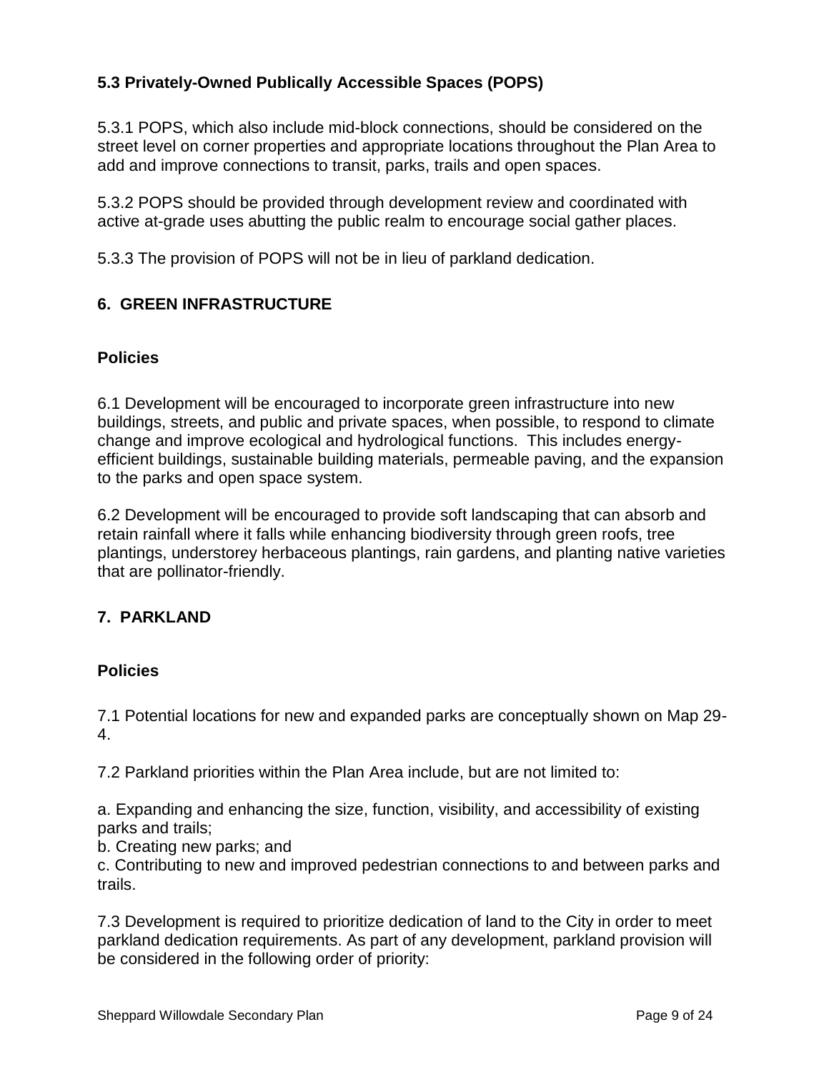### 5.3 Privately-Owned Publically Accessible Spaces (POPS)

5.3.1 POPS, which also include mid-block connections, should be considered on the street level on corner properties and appropriate locations throughout the Plan Area to add and improve connections to transit, parks, trails and open spaces.

5.3.2 POPS should be provided through development review and coordinated with active at-grade uses abutting the public realm to encourage social gather places.

5.3.3 The provision of POPS will not be in lieu of parkland dedication.

## 6. GREEN INFRASTRUCTURE

### Policies

6.1 Development will be encouraged to incorporate green infrastructure into new buildings, streets, and public and private spaces, when possible, to respond to climate change and improve ecological and hydrological functions. This includes energy-efficient buildings, sustainable building materials, permeable paving, and the expansion to the parks and open space system.

6.2 Development will be encouraged to provide soft landscaping that can absorb and retain rainfall where it falls while enhancing biodiversity through green roofs, tree plantings, understorey herbaceous plantings, rain gardens, and planting native varieties that are pollinator-friendly.

## 7. PARKLAND

### Policies

7.1 Potential locations for new and expanded parks are conceptually shown on Map 29-4.

7.2 Parkland priorities within the Plan Area include, but are not limited to:

a. Expanding and enhancing the size, function, visibility, and accessibility of existing parks and trails;
b. Creating new parks; and
c. Contributing to new and improved pedestrian connections to and between parks and trails.

7.3 Development is required to prioritize dedication of land to the City in order to meet parkland dedication requirements. As part of any development, parkland provision will be considered in the following order of priority: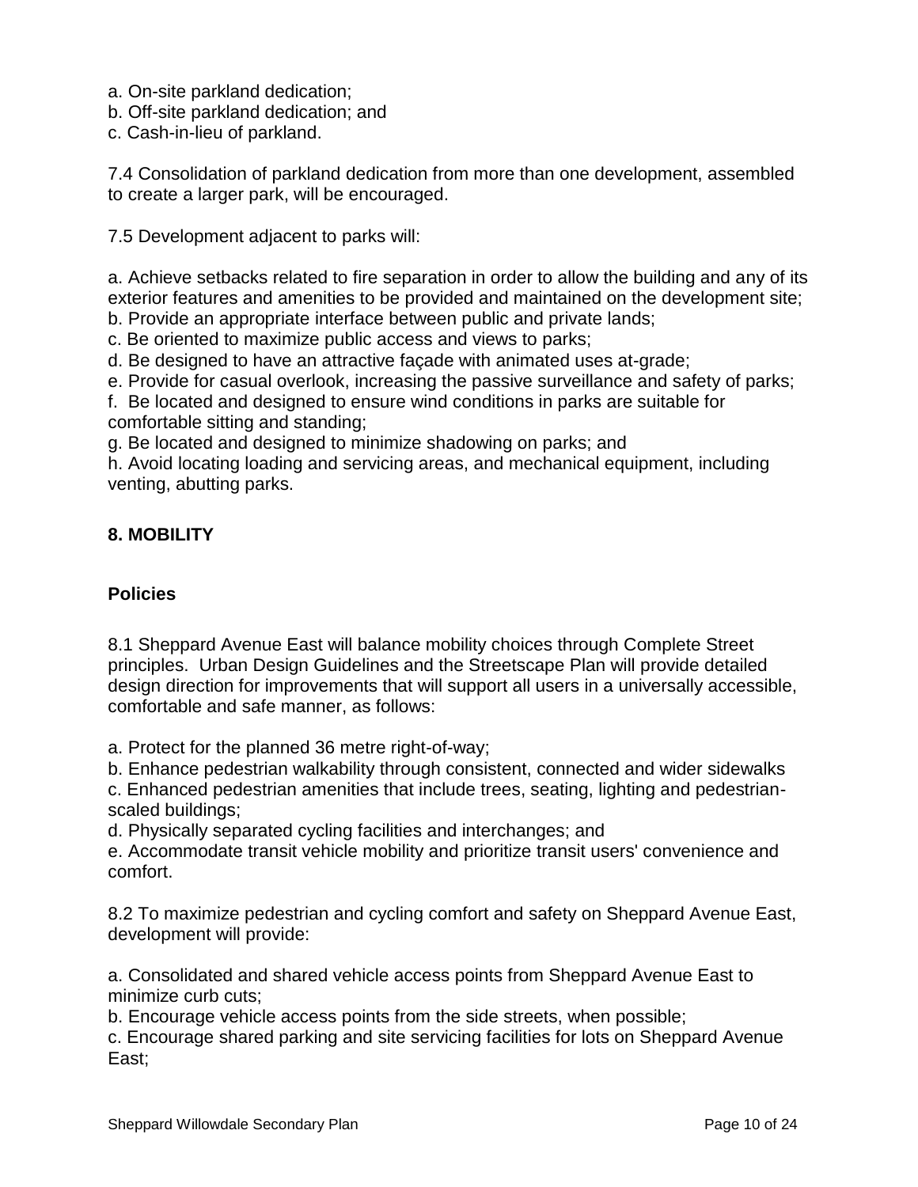a. On-site parkland dedication;
b. Off-site parkland dedication; and
c. Cash-in-lieu of parkland.

7.4 Consolidation of parkland dedication from more than one development, assembled to create a larger park, will be encouraged.

7.5 Development adjacent to parks will:

a. Achieve setbacks related to fire separation in order to allow the building and any of its exterior features and amenities to be provided and maintained on the development site;
b. Provide an appropriate interface between public and private lands;
c. Be oriented to maximize public access and views to parks;
d. Be designed to have an attractive façade with animated uses at-grade;
e. Provide for casual overlook, increasing the passive surveillance and safety of parks;
f. Be located and designed to ensure wind conditions in parks are suitable for comfortable sitting and standing;
g. Be located and designed to minimize shadowing on parks; and
h. Avoid locating loading and servicing areas, and mechanical equipment, including venting, abutting parks.

## 8. MOBILITY

### Policies

8.1 Sheppard Avenue East will balance mobility choices through Complete Street principles. Urban Design Guidelines and the Streetscape Plan will provide detailed design direction for improvements that will support all users in a universally accessible, comfortable and safe manner, as follows:

a. Protect for the planned 36 metre right-of-way;
b. Enhance pedestrian walkability through consistent, connected and wider sidewalks
c. Enhanced pedestrian amenities that include trees, seating, lighting and pedestrian-scaled buildings;
d. Physically separated cycling facilities and interchanges; and
e. Accommodate transit vehicle mobility and prioritize transit users' convenience and comfort.

8.2 To maximize pedestrian and cycling comfort and safety on Sheppard Avenue East, development will provide:

a. Consolidated and shared vehicle access points from Sheppard Avenue East to minimize curb cuts;
b. Encourage vehicle access points from the side streets, when possible;
c. Encourage shared parking and site servicing facilities for lots on Sheppard Avenue East;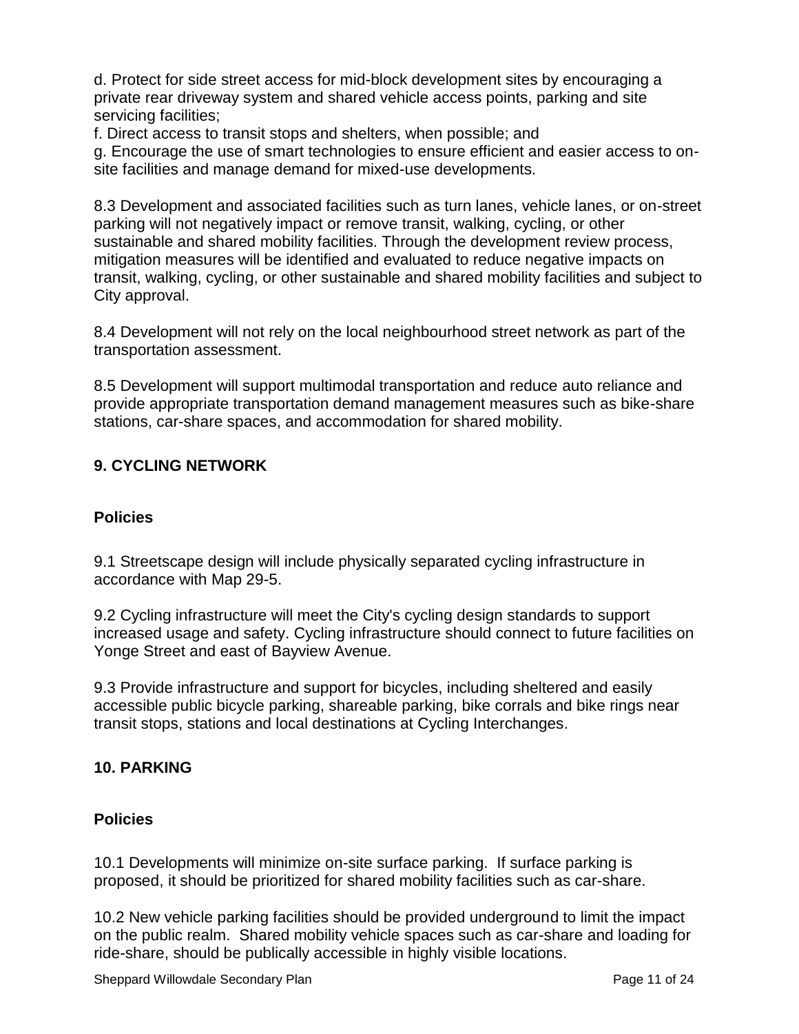d. Protect for side street access for mid-block development sites by encouraging a private rear driveway system and shared vehicle access points, parking and site servicing facilities;

f. Direct access to transit stops and shelters, when possible; and

g. Encourage the use of smart technologies to ensure efficient and easier access to on-site facilities and manage demand for mixed-use developments.

8.3 Development and associated facilities such as turn lanes, vehicle lanes, or on-street parking will not negatively impact or remove transit, walking, cycling, or other sustainable and shared mobility facilities. Through the development review process, mitigation measures will be identified and evaluated to reduce negative impacts on transit, walking, cycling, or other sustainable and shared mobility facilities and subject to City approval.

8.4 Development will not rely on the local neighbourhood street network as part of the transportation assessment.

8.5 Development will support multimodal transportation and reduce auto reliance and provide appropriate transportation demand management measures such as bike-share stations, car-share spaces, and accommodation for shared mobility.

## 9. CYCLING NETWORK

### Policies

9.1 Streetscape design will include physically separated cycling infrastructure in accordance with Map 29-5.

9.2 Cycling infrastructure will meet the City's cycling design standards to support increased usage and safety. Cycling infrastructure should connect to future facilities on Yonge Street and east of Bayview Avenue.

9.3 Provide infrastructure and support for bicycles, including sheltered and easily accessible public bicycle parking, shareable parking, bike corrals and bike rings near transit stops, stations and local destinations at Cycling Interchanges.

## 10. PARKING

### Policies

10.1 Developments will minimize on-site surface parking. If surface parking is proposed, it should be prioritized for shared mobility facilities such as car-share.

10.2 New vehicle parking facilities should be provided underground to limit the impact on the public realm. Shared mobility vehicle spaces such as car-share and loading for ride-share, should be publically accessible in highly visible locations.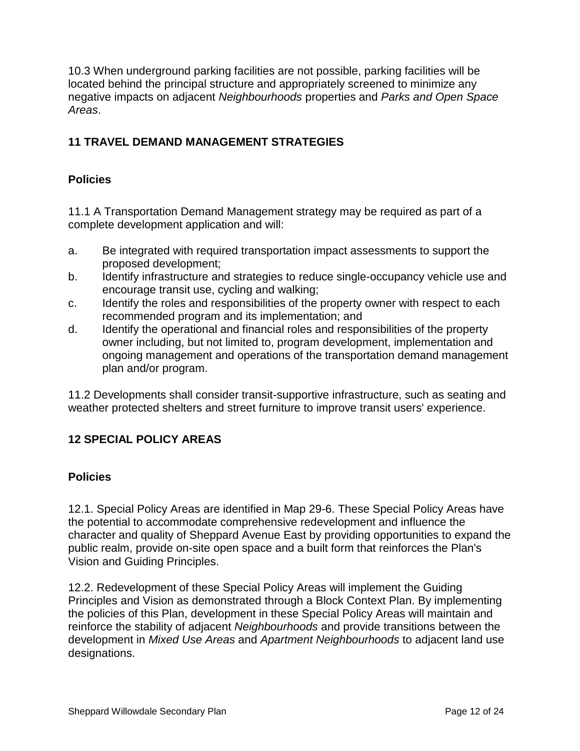10.3 When underground parking facilities are not possible, parking facilities will be located behind the principal structure and appropriately screened to minimize any negative impacts on adjacent *Neighbourhoods* properties and *Parks and Open Space Areas*.

## 11 TRAVEL DEMAND MANAGEMENT STRATEGIES

### Policies

11.1 A Transportation Demand Management strategy may be required as part of a complete development application and will:

a. Be integrated with required transportation impact assessments to support the proposed development;
b. Identify infrastructure and strategies to reduce single-occupancy vehicle use and encourage transit use, cycling and walking;
c. Identify the roles and responsibilities of the property owner with respect to each recommended program and its implementation; and
d. Identify the operational and financial roles and responsibilities of the property owner including, but not limited to, program development, implementation and ongoing management and operations of the transportation demand management plan and/or program.

11.2 Developments shall consider transit-supportive infrastructure, such as seating and weather protected shelters and street furniture to improve transit users' experience.

## 12 SPECIAL POLICY AREAS

### Policies

12.1. Special Policy Areas are identified in Map 29-6. These Special Policy Areas have the potential to accommodate comprehensive redevelopment and influence the character and quality of Sheppard Avenue East by providing opportunities to expand the public realm, provide on-site open space and a built form that reinforces the Plan's Vision and Guiding Principles.

12.2. Redevelopment of these Special Policy Areas will implement the Guiding Principles and Vision as demonstrated through a Block Context Plan. By implementing the policies of this Plan, development in these Special Policy Areas will maintain and reinforce the stability of adjacent *Neighbourhoods* and provide transitions between the development in *Mixed Use Areas* and *Apartment Neighbourhoods* to adjacent land use designations.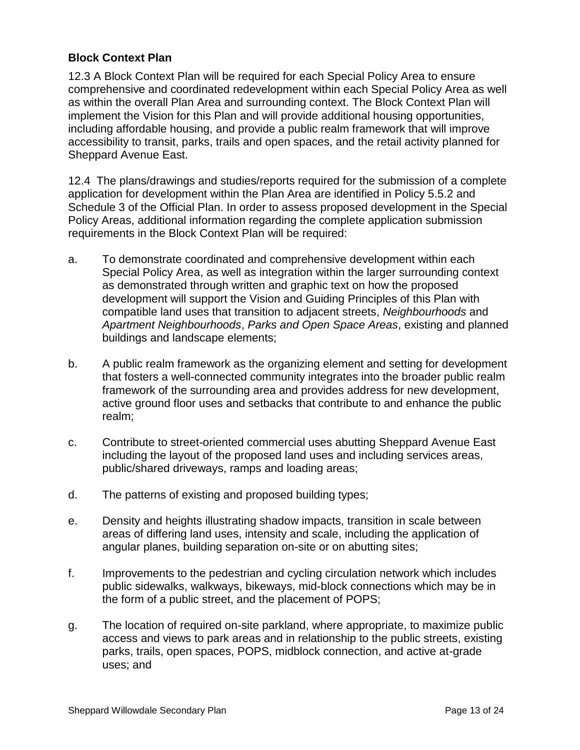### Block Context Plan

12.3 A Block Context Plan will be required for each Special Policy Area to ensure comprehensive and coordinated redevelopment within each Special Policy Area as well as within the overall Plan Area and surrounding context. The Block Context Plan will implement the Vision for this Plan and will provide additional housing opportunities, including affordable housing, and provide a public realm framework that will improve accessibility to transit, parks, trails and open spaces, and the retail activity planned for Sheppard Avenue East.

12.4 The plans/drawings and studies/reports required for the submission of a complete application for development within the Plan Area are identified in Policy 5.5.2 and Schedule 3 of the Official Plan. In order to assess proposed development in the Special Policy Areas, additional information regarding the complete application submission requirements in the Block Context Plan will be required:

a. To demonstrate coordinated and comprehensive development within each Special Policy Area, as well as integration within the larger surrounding context as demonstrated through written and graphic text on how the proposed development will support the Vision and Guiding Principles of this Plan with compatible land uses that transition to adjacent streets, *Neighbourhoods* and *Apartment Neighbourhoods*, *Parks and Open Space Areas*, existing and planned buildings and landscape elements;

b. A public realm framework as the organizing element and setting for development that fosters a well-connected community integrates into the broader public realm framework of the surrounding area and provides address for new development, active ground floor uses and setbacks that contribute to and enhance the public realm;

c. Contribute to street-oriented commercial uses abutting Sheppard Avenue East including the layout of the proposed land uses and including services areas, public/shared driveways, ramps and loading areas;

d. The patterns of existing and proposed building types;

e. Density and heights illustrating shadow impacts, transition in scale between areas of differing land uses, intensity and scale, including the application of angular planes, building separation on-site or on abutting sites;

f. Improvements to the pedestrian and cycling circulation network which includes public sidewalks, walkways, bikeways, mid-block connections which may be in the form of a public street, and the placement of POPS;

g. The location of required on-site parkland, where appropriate, to maximize public access and views to park areas and in relationship to the public streets, existing parks, trails, open spaces, POPS, midblock connection, and active at-grade uses; and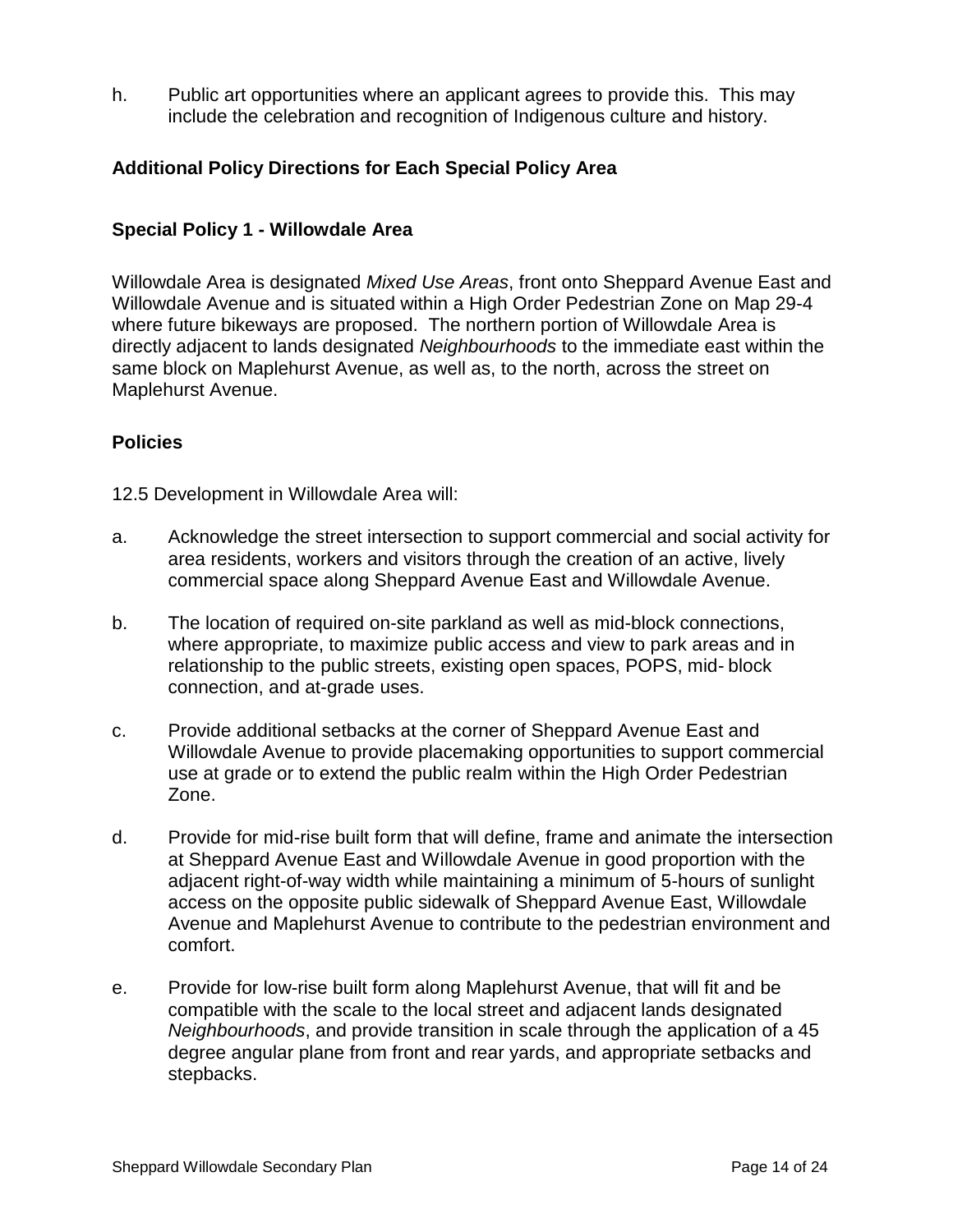h. Public art opportunities where an applicant agrees to provide this. This may include the celebration and recognition of Indigenous culture and history.

### Additional Policy Directions for Each Special Policy Area

### Special Policy 1 - Willowdale Area

Willowdale Area is designated *Mixed Use Areas*, front onto Sheppard Avenue East and Willowdale Avenue and is situated within a High Order Pedestrian Zone on Map 29-4 where future bikeways are proposed. The northern portion of Willowdale Area is directly adjacent to lands designated *Neighbourhoods* to the immediate east within the same block on Maplehurst Avenue, as well as, to the north, across the street on Maplehurst Avenue.

### Policies

12.5 Development in Willowdale Area will:

a. Acknowledge the street intersection to support commercial and social activity for area residents, workers and visitors through the creation of an active, lively commercial space along Sheppard Avenue East and Willowdale Avenue.

b. The location of required on-site parkland as well as mid-block connections, where appropriate, to maximize public access and view to park areas and in relationship to the public streets, existing open spaces, POPS, mid- block connection, and at-grade uses.

c. Provide additional setbacks at the corner of Sheppard Avenue East and Willowdale Avenue to provide placemaking opportunities to support commercial use at grade or to extend the public realm within the High Order Pedestrian Zone.

d. Provide for mid-rise built form that will define, frame and animate the intersection at Sheppard Avenue East and Willowdale Avenue in good proportion with the adjacent right-of-way width while maintaining a minimum of 5-hours of sunlight access on the opposite public sidewalk of Sheppard Avenue East, Willowdale Avenue and Maplehurst Avenue to contribute to the pedestrian environment and comfort.

e. Provide for low-rise built form along Maplehurst Avenue, that will fit and be compatible with the scale to the local street and adjacent lands designated *Neighbourhoods*, and provide transition in scale through the application of a 45 degree angular plane from front and rear yards, and appropriate setbacks and stepbacks.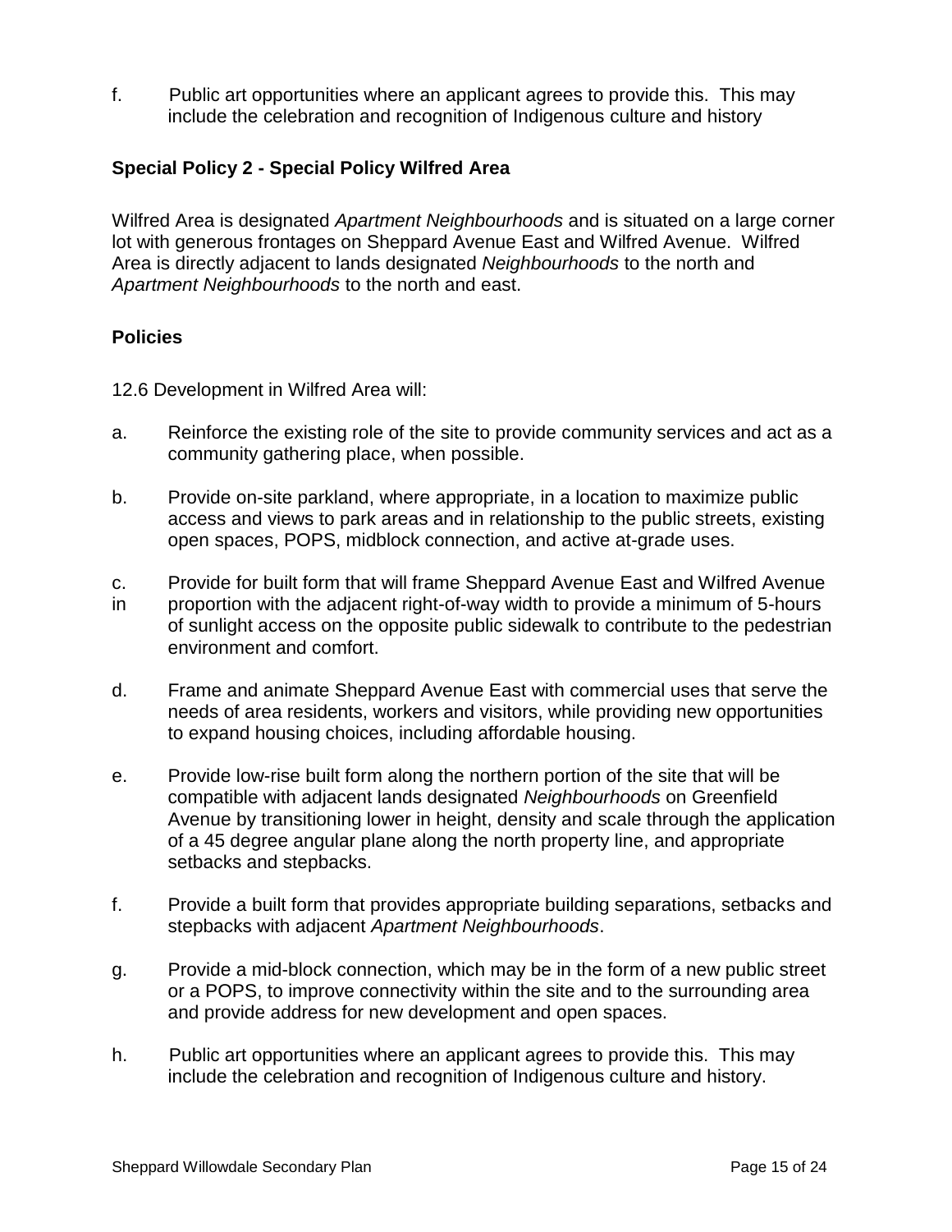f. Public art opportunities where an applicant agrees to provide this. This may include the celebration and recognition of Indigenous culture and history

**Special Policy 2 - Special Policy Wilfred Area**

Wilfred Area is designated *Apartment Neighbourhoods* and is situated on a large corner lot with generous frontages on Sheppard Avenue East and Wilfred Avenue. Wilfred Area is directly adjacent to lands designated *Neighbourhoods* to the north and *Apartment Neighbourhoods* to the north and east.

**Policies**

12.6 Development in Wilfred Area will:

a. Reinforce the existing role of the site to provide community services and act as a community gathering place, when possible.

b. Provide on-site parkland, where appropriate, in a location to maximize public access and views to park areas and in relationship to the public streets, existing open spaces, POPS, midblock connection, and active at-grade uses.

c. Provide for built form that will frame Sheppard Avenue East and Wilfred Avenue in proportion with the adjacent right-of-way width to provide a minimum of 5-hours of sunlight access on the opposite public sidewalk to contribute to the pedestrian environment and comfort.

d. Frame and animate Sheppard Avenue East with commercial uses that serve the needs of area residents, workers and visitors, while providing new opportunities to expand housing choices, including affordable housing.

e. Provide low-rise built form along the northern portion of the site that will be compatible with adjacent lands designated *Neighbourhoods* on Greenfield Avenue by transitioning lower in height, density and scale through the application of a 45 degree angular plane along the north property line, and appropriate setbacks and stepbacks.

f. Provide a built form that provides appropriate building separations, setbacks and stepbacks with adjacent *Apartment Neighbourhoods*.

g. Provide a mid-block connection, which may be in the form of a new public street or a POPS, to improve connectivity within the site and to the surrounding area and provide address for new development and open spaces.

h. Public art opportunities where an applicant agrees to provide this. This may include the celebration and recognition of Indigenous culture and history.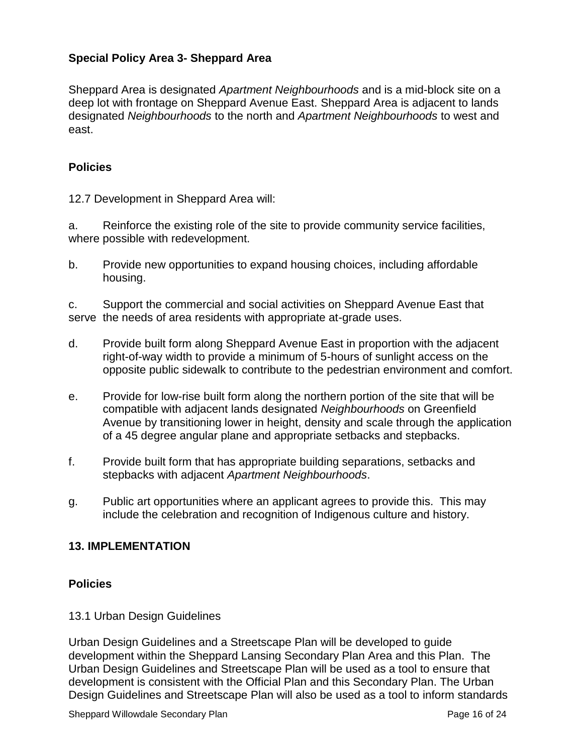### Special Policy Area 3- Sheppard Area

Sheppard Area is designated *Apartment Neighbourhoods* and is a mid-block site on a deep lot with frontage on Sheppard Avenue East. Sheppard Area is adjacent to lands designated *Neighbourhoods* to the north and *Apartment Neighbourhoods* to west and east.

### Policies

12.7 Development in Sheppard Area will:

a. Reinforce the existing role of the site to provide community service facilities, where possible with redevelopment.

b. Provide new opportunities to expand housing choices, including affordable housing.

c. Support the commercial and social activities on Sheppard Avenue East that serve the needs of area residents with appropriate at-grade uses.

d. Provide built form along Sheppard Avenue East in proportion with the adjacent right-of-way width to provide a minimum of 5-hours of sunlight access on the opposite public sidewalk to contribute to the pedestrian environment and comfort.

e. Provide for low-rise built form along the northern portion of the site that will be compatible with adjacent lands designated *Neighbourhoods* on Greenfield Avenue by transitioning lower in height, density and scale through the application of a 45 degree angular plane and appropriate setbacks and stepbacks.

f. Provide built form that has appropriate building separations, setbacks and stepbacks with adjacent *Apartment Neighbourhoods*.

g. Public art opportunities where an applicant agrees to provide this. This may include the celebration and recognition of Indigenous culture and history.

## 13. IMPLEMENTATION

### Policies

13.1 Urban Design Guidelines

Urban Design Guidelines and a Streetscape Plan will be developed to guide development within the Sheppard Lansing Secondary Plan Area and this Plan. The Urban Design Guidelines and Streetscape Plan will be used as a tool to ensure that development is consistent with the Official Plan and this Secondary Plan. The Urban Design Guidelines and Streetscape Plan will also be used as a tool to inform standards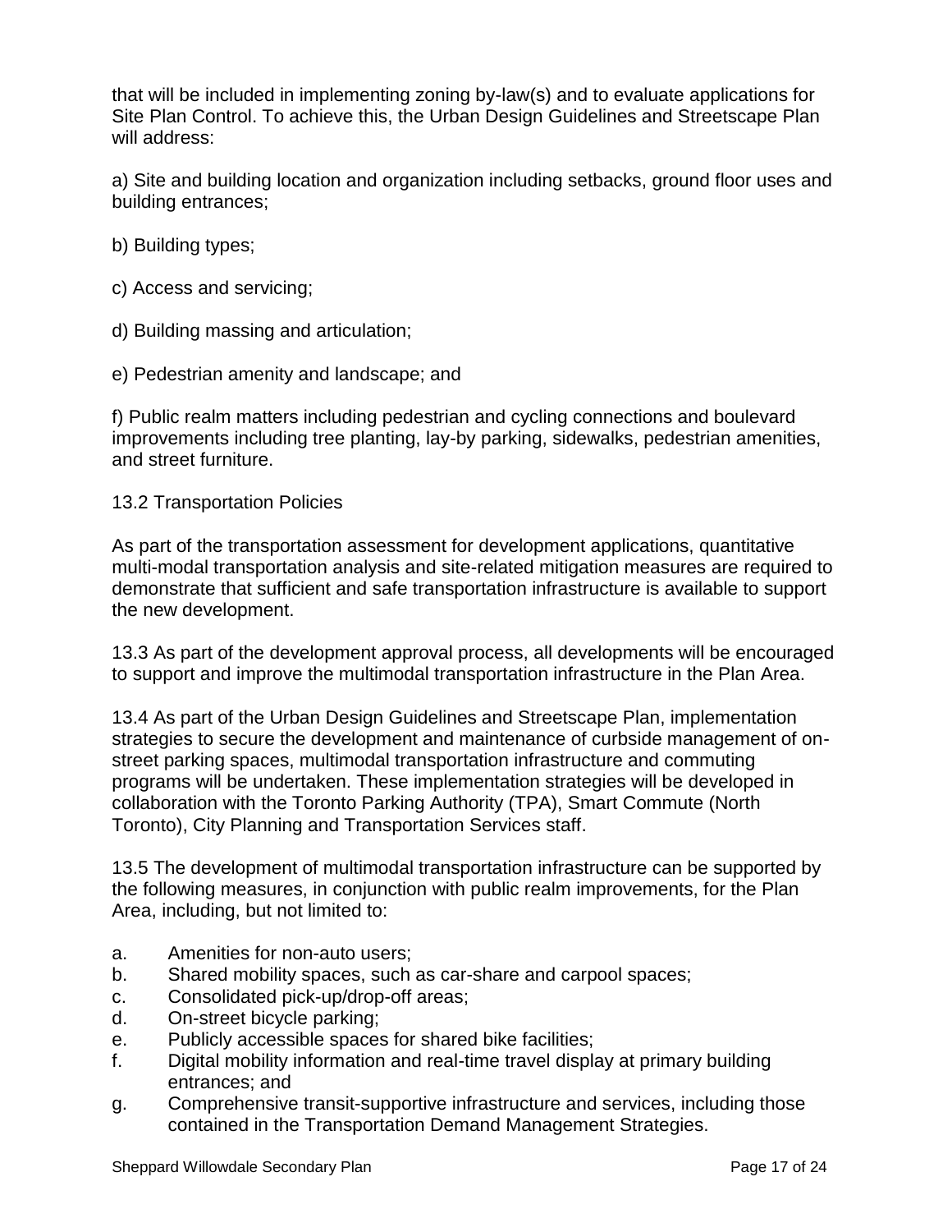that will be included in implementing zoning by-law(s) and to evaluate applications for Site Plan Control. To achieve this, the Urban Design Guidelines and Streetscape Plan will address:

a) Site and building location and organization including setbacks, ground floor uses and building entrances;

b) Building types;

c) Access and servicing;

d) Building massing and articulation;

e) Pedestrian amenity and landscape; and

f) Public realm matters including pedestrian and cycling connections and boulevard improvements including tree planting, lay-by parking, sidewalks, pedestrian amenities, and street furniture.

13.2 Transportation Policies

As part of the transportation assessment for development applications, quantitative multi-modal transportation analysis and site-related mitigation measures are required to demonstrate that sufficient and safe transportation infrastructure is available to support the new development.

13.3 As part of the development approval process, all developments will be encouraged to support and improve the multimodal transportation infrastructure in the Plan Area.

13.4 As part of the Urban Design Guidelines and Streetscape Plan, implementation strategies to secure the development and maintenance of curbside management of on-street parking spaces, multimodal transportation infrastructure and commuting programs will be undertaken. These implementation strategies will be developed in collaboration with the Toronto Parking Authority (TPA), Smart Commute (North Toronto), City Planning and Transportation Services staff.

13.5 The development of multimodal transportation infrastructure can be supported by the following measures, in conjunction with public realm improvements, for the Plan Area, including, but not limited to:

a. Amenities for non-auto users;
b. Shared mobility spaces, such as car-share and carpool spaces;
c. Consolidated pick-up/drop-off areas;
d. On-street bicycle parking;
e. Publicly accessible spaces for shared bike facilities;
f. Digital mobility information and real-time travel display at primary building entrances; and
g. Comprehensive transit-supportive infrastructure and services, including those contained in the Transportation Demand Management Strategies.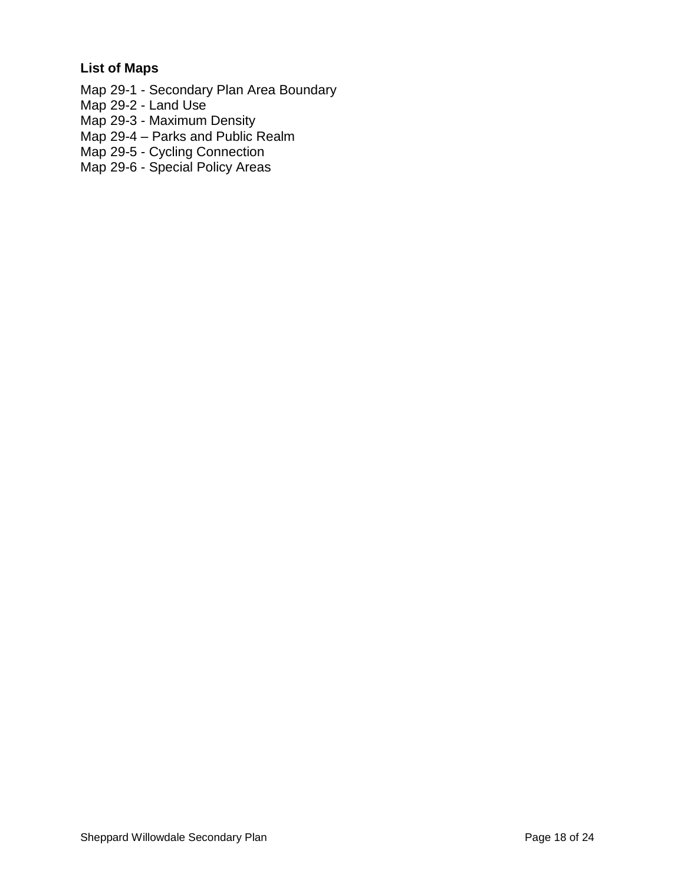**List of Maps**

Map 29-1 - Secondary Plan Area Boundary
Map 29-2 - Land Use
Map 29-3 - Maximum Density
Map 29-4 – Parks and Public Realm
Map 29-5 - Cycling Connection
Map 29-6 - Special Policy Areas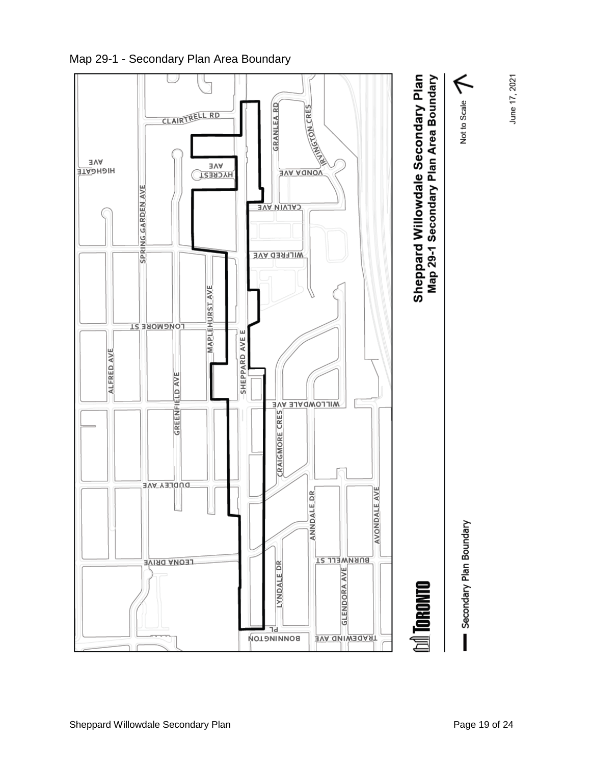Map 29-1 - Secondary Plan Area Boundary

Sheppard Willowdale Secondary Plan
Map 29-1 Secondary Plan Area Boundary

Not to Scale

June 17, 2021

Secondary Plan Boundary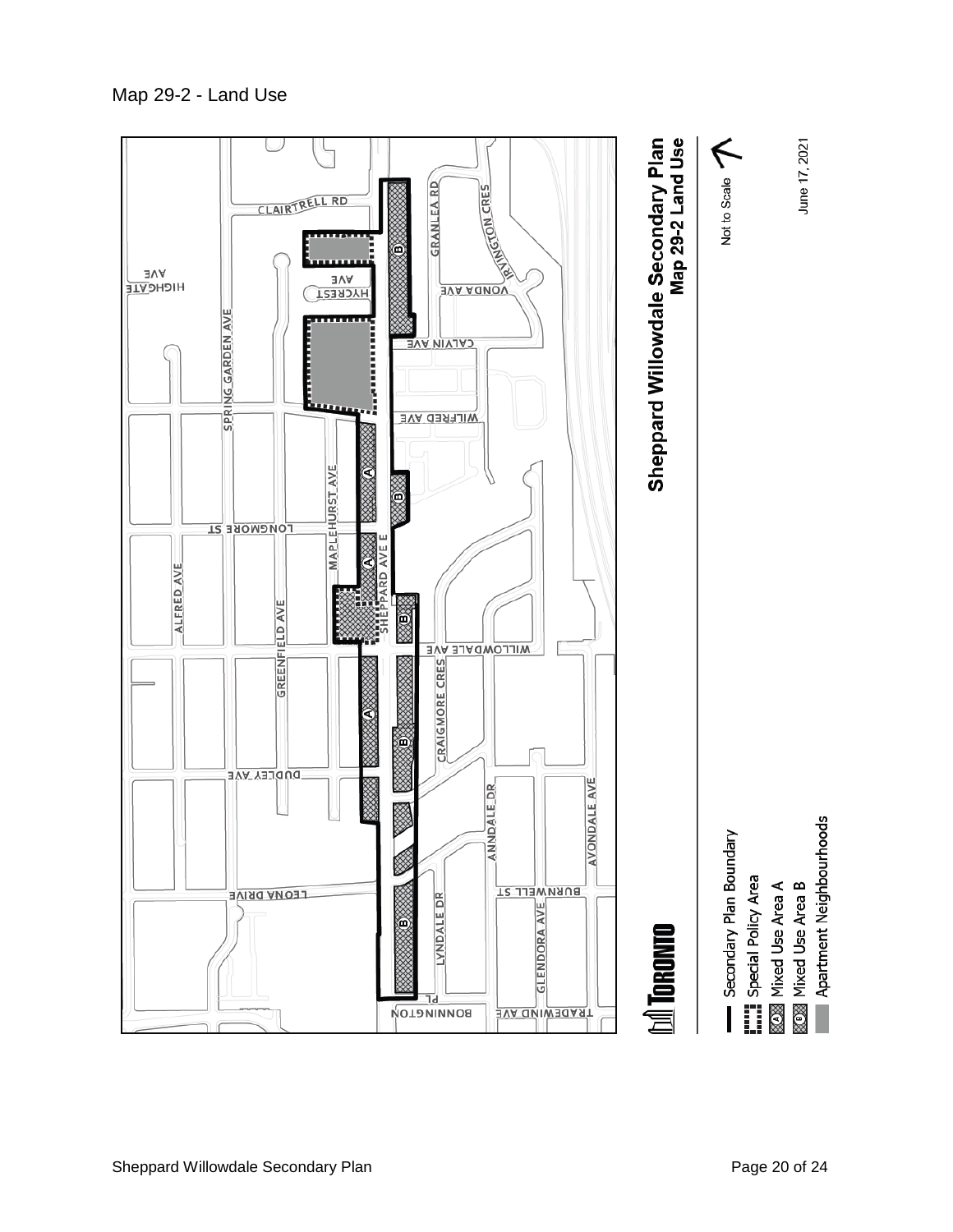Map 29-2 - Land Use

**Sheppard Willowdale Secondary Plan**
**Map 29-2 Land Use**

Not to Scale

June 17, 2021

TORONTO

- Secondary Plan Boundary
- Special Policy Area
- Mixed Use Area A
- Mixed Use Area B
- Apartment Neighbourhoods

CLAIRTRELL RD

HIGHGATE AVE

HYCREST AVE

SPRING GARDEN AVE

GRANLEA RD

IRVINGTON CRES

VONDA AVE

CALVIN AVE

WILFRED AVE

MAPLEHURST AVE

LONGMORE ST

SHEPPARD AVE E

ALFRED AVE

GREENFIELD AVE

WILLOWDALE AVE

CRAIGMORE CRES

DUDLEY AVE

ANNDALE DR

AVONDALE AVE

LEONA DRIVE

BURNWELL ST

LYNDALE DR

GLENDORA AVE

BONNINGTON PL

TRADEWIND AVE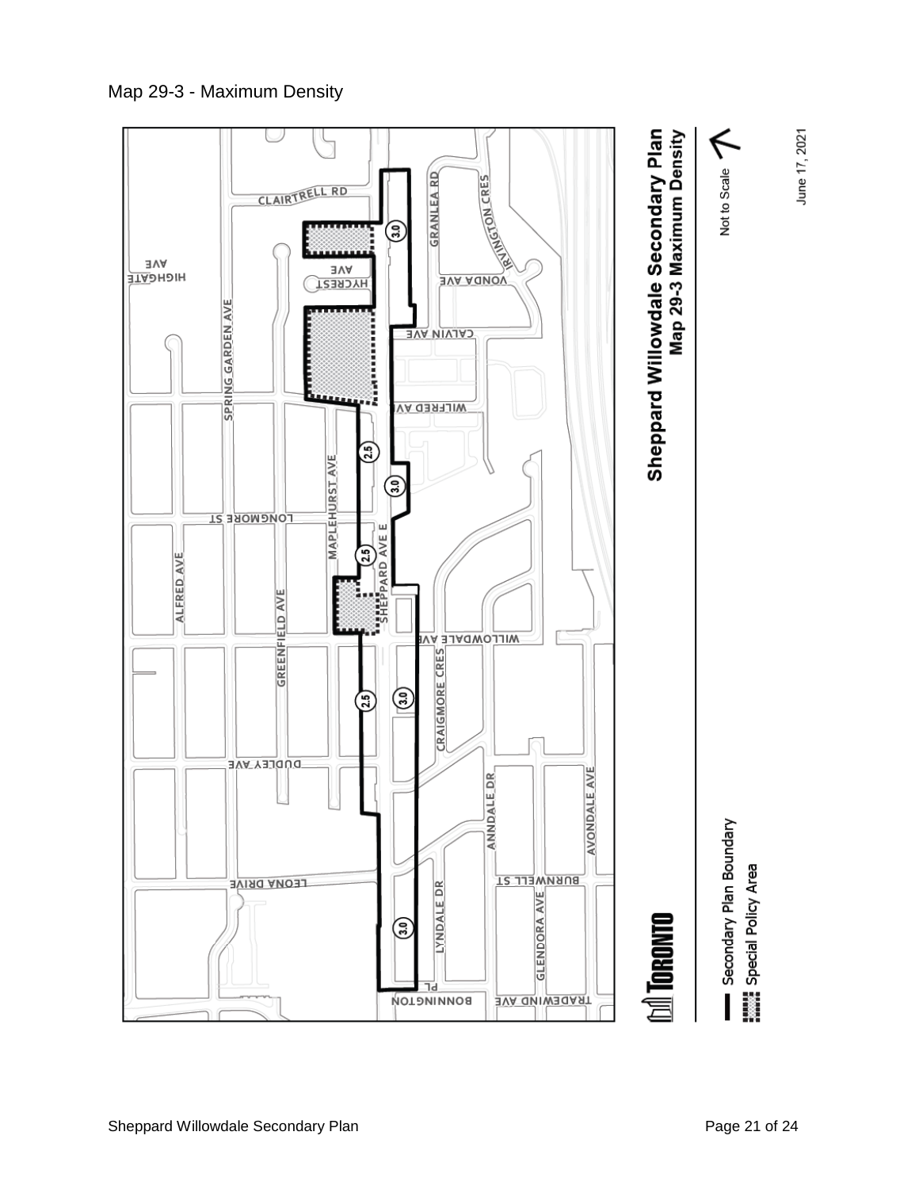Map 29-3 - Maximum Density

Sheppard Willowdale Secondary Plan
Map 29-3 Maximum Density

Not to Scale

June 17, 2021

Secondary Plan Boundary
Special Policy Area

CLAIRTRELL RD, HIGHGATE AVE, HYCREST AVE, GRANLEA RD, IRVINGTON CRES, VONDA AVE, CALVIN AVE, SPRING GARDEN AVE, WILFRED AVE, MAPLEHURST AVE, LONGMORE ST, ALFRED AVE, SHEPPARD AVE E, GREENFIELD AVE, WILLOWDALE AVE, CRAIGMORE CRES, DUDLEY AVE, ANNDALE DR, AVONDALE AVE, LEONA DRIVE, BURNWELL ST, LYNDALE DR, GLENDORA AVE, BONNINGTON PL, TRADEWIND AVE

3.0, 2.5, 3.0, 2.5, 2.5, 3.0, 3.0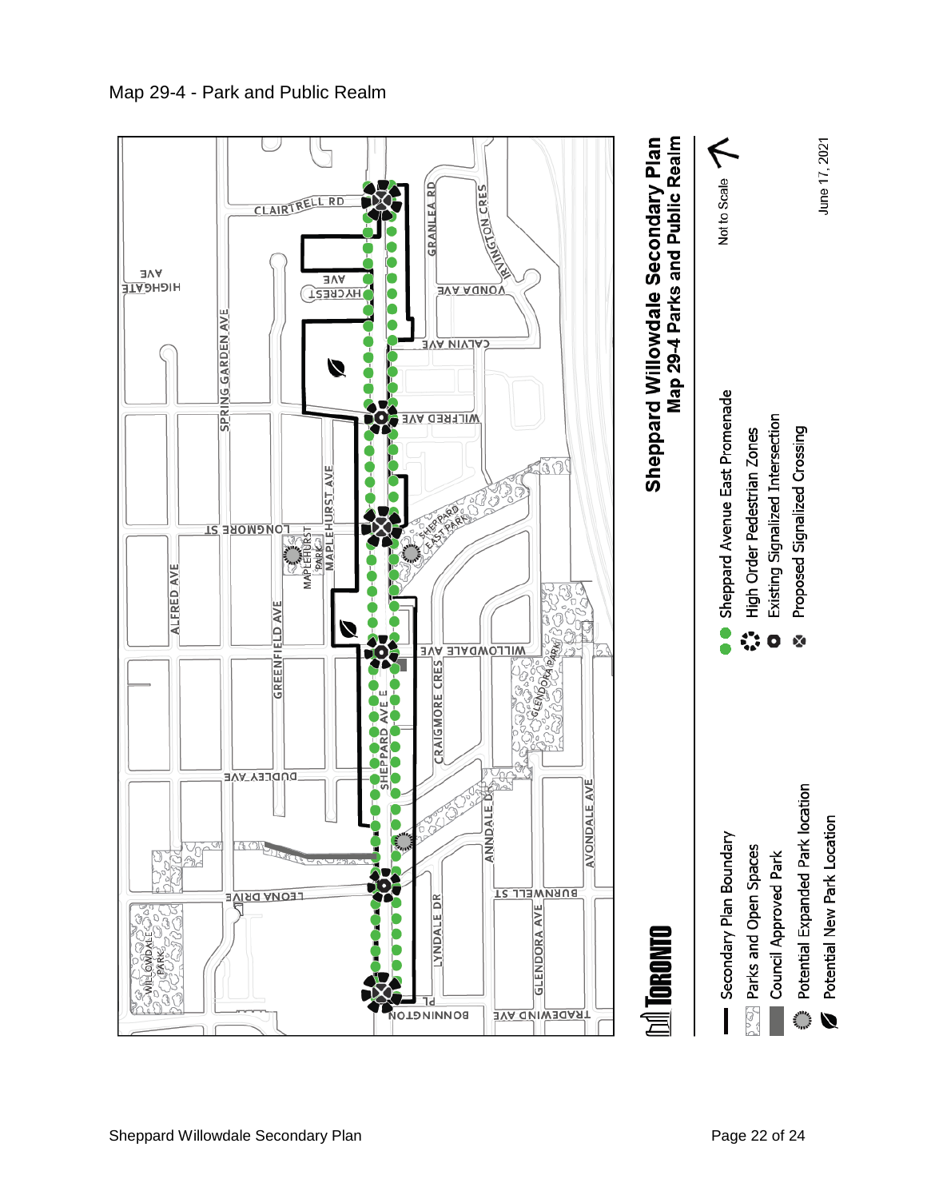Map 29-4 - Park and Public Realm

Sheppard Willowdale Secondary Plan
Map 29-4 Parks and Public Realm

Not to Scale

June 17, 2021

- Secondary Plan Boundary
- Parks and Open Spaces
- Council Approved Park
- Potential Expanded Park location
- Potential New Park Location
- Sheppard Avenue East Promenade
- High Order Pedestrian Zones
- Existing Signalized Intersection
- Proposed Signalized Crossing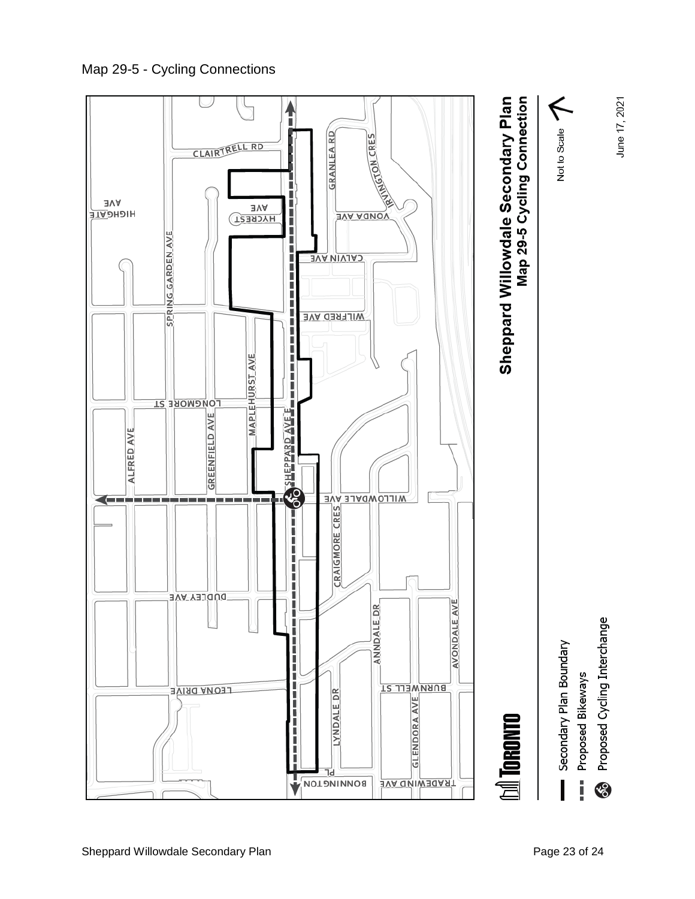Map 29-5 - Cycling Connections

**Sheppard Willowdale Secondary Plan**
**Map 29-5 Cycling Connection**

Not to Scale

June 17, 2021

TORONTO

- Secondary Plan Boundary
- Proposed Bikeways
- Proposed Cycling Interchange

CLAIRTRELL RD, HIGHGATE AVE, HYCREST AVE, GRANLEA RD, IRVINGTON CRES, VONDA AVE, SPRING GARDEN AVE, CALVIN AVE, WILFRED AVE, LONGMORE ST, MAPLEHURST AVE, ALFRED AVE, GREENFIELD AVE, SHEPPARD AVE E, WILLOWDALE AVE, CRAIGMORE CRES, DUDLEY AVE, ANNDALE DR, AVONDALE AVE, LEONA DRIVE, BURNWELL ST, LYNDALE DR, GLENDORA AVE, BONNINGTON PL, TRADEWIND AVE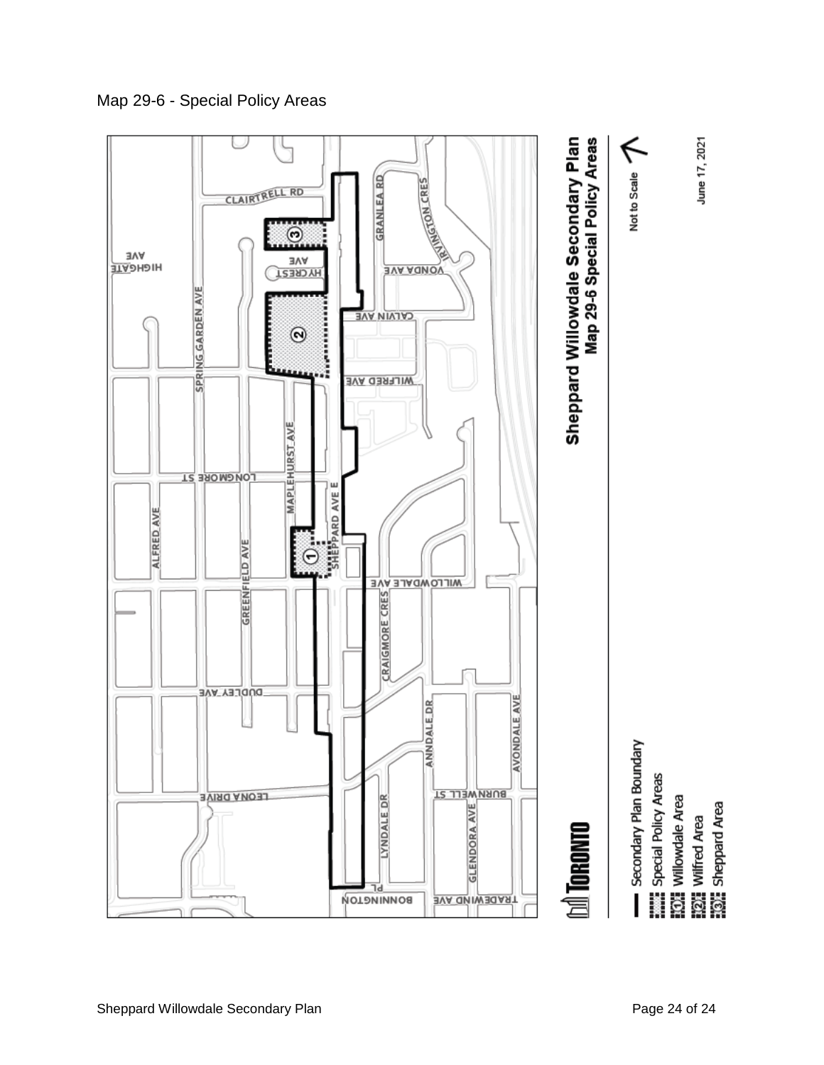# Map 29-6 - Special Policy Areas

Sheppard Willowdale Secondary Plan
Map 29-6 Special Policy Areas

Not to Scale

June 17, 2021

TORONTO

Secondary Plan Boundary
Special Policy Areas
1 Willowdale Area
2 Wilfred Area
3 Sheppard Area

HIGHGATE AVE
CLAIRTRELL RD
SPRING GARDEN AVE
HYCREST AVE
GRANLEA RD
IRVINGTON CRES
VONDA AVE
CALVIN AVE
WILFRED AVE
MAPLEHURST AVE
LONGMORE ST
ALFRED AVE
GREENFIELD AVE
SHEPPARD AVE E
WILLOWDALE AVE
CRAIGMORE CRES
DUDLEY AVE
ANNDALE DR
AVONDALE AVE
LEONA DRIVE
BURNWELL ST
LYNDALE DR
GLENDORA AVE
BONNINGTON PL
TRADEWIND AVE